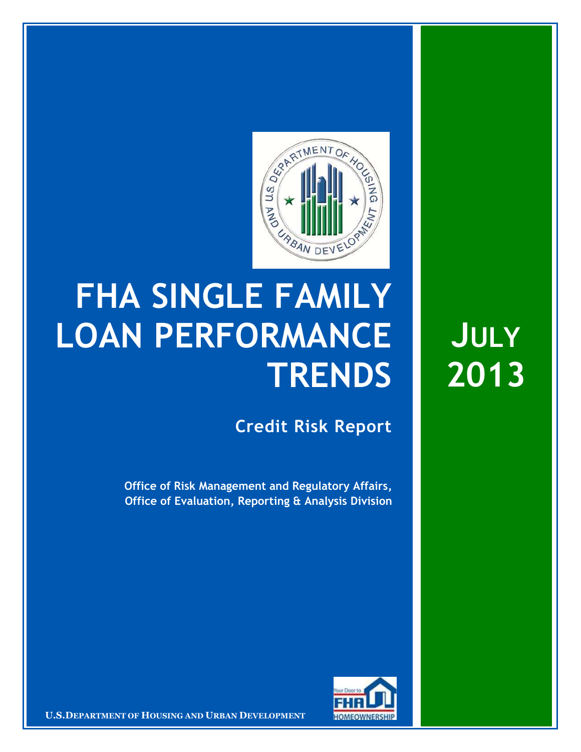# FHA SINGLE FAMILY LOAN PERFORMANCE TRENDS

## JULY 2013

### Credit Risk Report

**Office of Risk Management and Regulatory Affairs, Office of Evaluation, Reporting & Analysis Division**

U.S. DEPARTMENT OF HOUSING AND URBAN DEVELOPMENT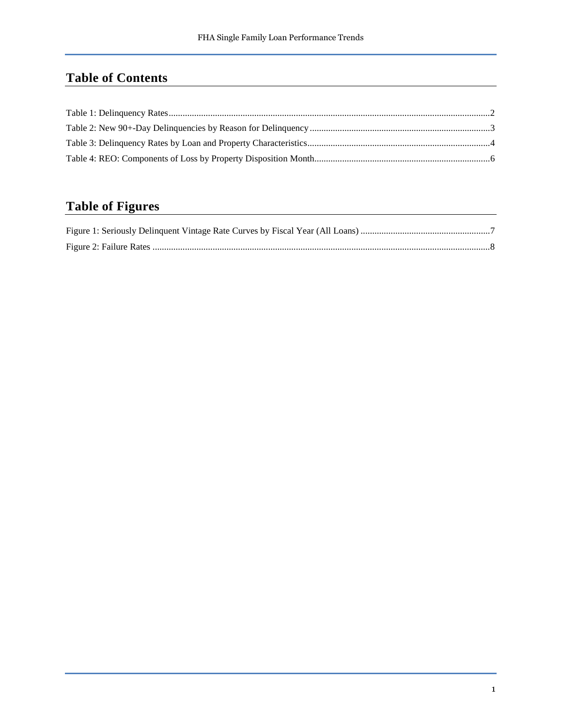## Table of Contents

Table 1: Delinquency Rates..........2

Table 2: New 90+-Day Delinquencies by Reason for Delinquency..........3

Table 3: Delinquency Rates by Loan and Property Characteristics..........4

Table 4: REO: Components of Loss by Property Disposition Month..........6

## Table of Figures

Figure 1: Seriously Delinquent Vintage Rate Curves by Fiscal Year (All Loans)..........7

Figure 2: Failure Rates..........8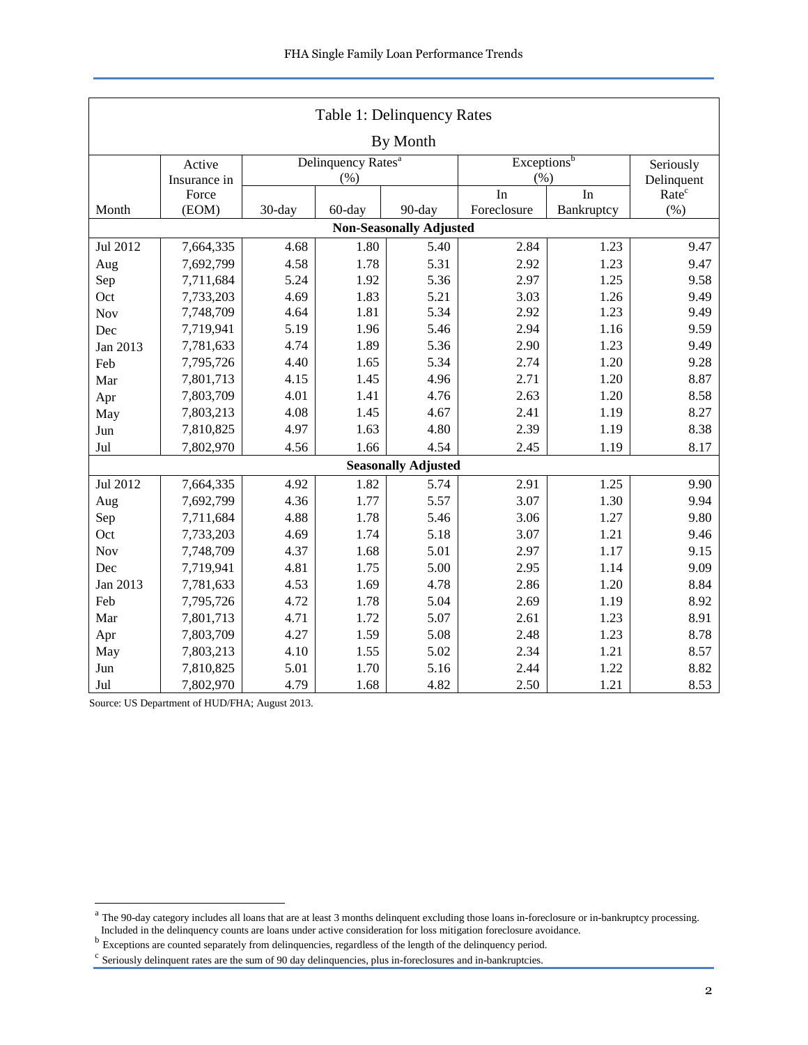## Table 1: Delinquency Rates

### By Month

| Month | Active Insurance in Force (EOM) | Delinquency Rates[a] (%) | | | Exceptions[b] (%) | | Seriously Delinquent Rate[c] (%) |
|---|---|---|---|---|---|---|---|
| | | 30-day | 60-day | 90-day | In Foreclosure | In Bankruptcy | |
| **Non-Seasonally Adjusted** | | | | | | | |
| Jul 2012 | 7,664,335 | 4.68 | 1.80 | 5.40 | 2.84 | 1.23 | 9.47 |
| Aug | 7,692,799 | 4.58 | 1.78 | 5.31 | 2.92 | 1.23 | 9.47 |
| Sep | 7,711,684 | 5.24 | 1.92 | 5.36 | 2.97 | 1.25 | 9.58 |
| Oct | 7,733,203 | 4.69 | 1.83 | 5.21 | 3.03 | 1.26 | 9.49 |
| Nov | 7,748,709 | 4.64 | 1.81 | 5.34 | 2.92 | 1.23 | 9.49 |
| Dec | 7,719,941 | 5.19 | 1.96 | 5.46 | 2.94 | 1.16 | 9.59 |
| Jan 2013 | 7,781,633 | 4.74 | 1.89 | 5.36 | 2.90 | 1.23 | 9.49 |
| Feb | 7,795,726 | 4.40 | 1.65 | 5.34 | 2.74 | 1.20 | 9.28 |
| Mar | 7,801,713 | 4.15 | 1.45 | 4.96 | 2.71 | 1.20 | 8.87 |
| Apr | 7,803,709 | 4.01 | 1.41 | 4.76 | 2.63 | 1.20 | 8.58 |
| May | 7,803,213 | 4.08 | 1.45 | 4.67 | 2.41 | 1.19 | 8.27 |
| Jun | 7,810,825 | 4.97 | 1.63 | 4.80 | 2.39 | 1.19 | 8.38 |
| Jul | 7,802,970 | 4.56 | 1.66 | 4.54 | 2.45 | 1.19 | 8.17 |
| **Seasonally Adjusted** | | | | | | | |
| Jul 2012 | 7,664,335 | 4.92 | 1.82 | 5.74 | 2.91 | 1.25 | 9.90 |
| Aug | 7,692,799 | 4.36 | 1.77 | 5.57 | 3.07 | 1.30 | 9.94 |
| Sep | 7,711,684 | 4.88 | 1.78 | 5.46 | 3.06 | 1.27 | 9.80 |
| Oct | 7,733,203 | 4.69 | 1.74 | 5.18 | 3.07 | 1.21 | 9.46 |
| Nov | 7,748,709 | 4.37 | 1.68 | 5.01 | 2.97 | 1.17 | 9.15 |
| Dec | 7,719,941 | 4.81 | 1.75 | 5.00 | 2.95 | 1.14 | 9.09 |
| Jan 2013 | 7,781,633 | 4.53 | 1.69 | 4.78 | 2.86 | 1.20 | 8.84 |
| Feb | 7,795,726 | 4.72 | 1.78 | 5.04 | 2.69 | 1.19 | 8.92 |
| Mar | 7,801,713 | 4.71 | 1.72 | 5.07 | 2.61 | 1.23 | 8.91 |
| Apr | 7,803,709 | 4.27 | 1.59 | 5.08 | 2.48 | 1.23 | 8.78 |
| May | 7,803,213 | 4.10 | 1.55 | 5.02 | 2.34 | 1.21 | 8.57 |
| Jun | 7,810,825 | 5.01 | 1.70 | 5.16 | 2.44 | 1.22 | 8.82 |
| Jul | 7,802,970 | 4.79 | 1.68 | 4.82 | 2.50 | 1.21 | 8.53 |

Source: US Department of HUD/FHA; August 2013.

[a] The 90-day category includes all loans that are at least 3 months delinquent excluding those loans in-foreclosure or in-bankruptcy processing. Included in the delinquency counts are loans under active consideration for loss mitigation foreclosure avoidance.

[b] Exceptions are counted separately from delinquencies, regardless of the length of the delinquency period.

[c] Seriously delinquent rates are the sum of 90 day delinquencies, plus in-foreclosures and in-bankruptcies.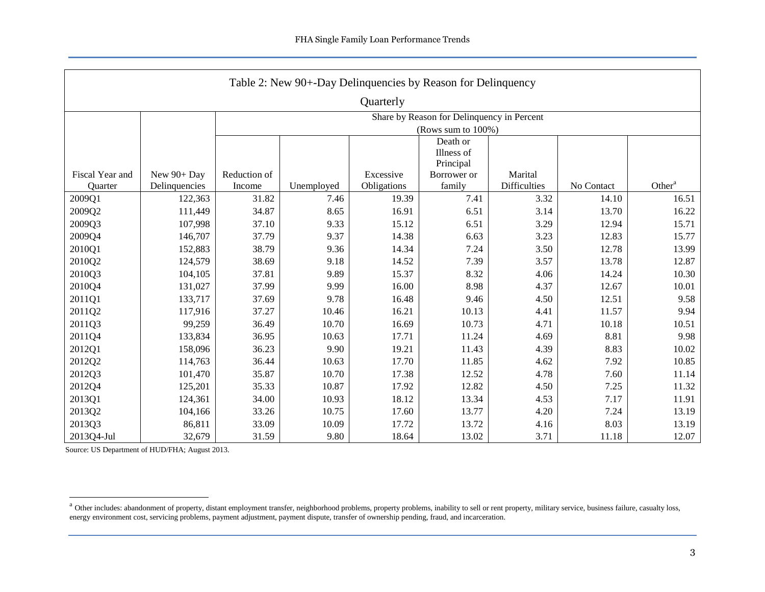Table 2: New 90+-Day Delinquencies by Reason for Delinquency

Quarterly

| Fiscal Year and Quarter | New 90+ Day Delinquencies | Share by Reason for Delinquency in Percent (Rows sum to 100%) | | | | | | |
|---|---|---|---|---|---|---|---|---|
| | | Reduction of Income | Unemployed | Excessive Obligations | Death or Illness of Principal Borrower or family | Marital Difficulties | No Contact | Other[a] |
| 2009Q1 | 122,363 | 31.82 | 7.46 | 19.39 | 7.41 | 3.32 | 14.10 | 16.51 |
| 2009Q2 | 111,449 | 34.87 | 8.65 | 16.91 | 6.51 | 3.14 | 13.70 | 16.22 |
| 2009Q3 | 107,998 | 37.10 | 9.33 | 15.12 | 6.51 | 3.29 | 12.94 | 15.71 |
| 2009Q4 | 146,707 | 37.79 | 9.37 | 14.38 | 6.63 | 3.23 | 12.83 | 15.77 |
| 2010Q1 | 152,883 | 38.79 | 9.36 | 14.34 | 7.24 | 3.50 | 12.78 | 13.99 |
| 2010Q2 | 124,579 | 38.69 | 9.18 | 14.52 | 7.39 | 3.57 | 13.78 | 12.87 |
| 2010Q3 | 104,105 | 37.81 | 9.89 | 15.37 | 8.32 | 4.06 | 14.24 | 10.30 |
| 2010Q4 | 131,027 | 37.99 | 9.99 | 16.00 | 8.98 | 4.37 | 12.67 | 10.01 |
| 2011Q1 | 133,717 | 37.69 | 9.78 | 16.48 | 9.46 | 4.50 | 12.51 | 9.58 |
| 2011Q2 | 117,916 | 37.27 | 10.46 | 16.21 | 10.13 | 4.41 | 11.57 | 9.94 |
| 2011Q3 | 99,259 | 36.49 | 10.70 | 16.69 | 10.73 | 4.71 | 10.18 | 10.51 |
| 2011Q4 | 133,834 | 36.95 | 10.63 | 17.71 | 11.24 | 4.69 | 8.81 | 9.98 |
| 2012Q1 | 158,096 | 36.23 | 9.90 | 19.21 | 11.43 | 4.39 | 8.83 | 10.02 |
| 2012Q2 | 114,763 | 36.44 | 10.63 | 17.70 | 11.85 | 4.62 | 7.92 | 10.85 |
| 2012Q3 | 101,470 | 35.87 | 10.70 | 17.38 | 12.52 | 4.78 | 7.60 | 11.14 |
| 2012Q4 | 125,201 | 35.33 | 10.87 | 17.92 | 12.82 | 4.50 | 7.25 | 11.32 |
| 2013Q1 | 124,361 | 34.00 | 10.93 | 18.12 | 13.34 | 4.53 | 7.17 | 11.91 |
| 2013Q2 | 104,166 | 33.26 | 10.75 | 17.60 | 13.77 | 4.20 | 7.24 | 13.19 |
| 2013Q3 | 86,811 | 33.09 | 10.09 | 17.72 | 13.72 | 4.16 | 8.03 | 13.19 |
| 2013Q4-Jul | 32,679 | 31.59 | 9.80 | 18.64 | 13.02 | 3.71 | 11.18 | 12.07 |

Source: US Department of HUD/FHA; August 2013.

[a] Other includes: abandonment of property, distant employment transfer, neighborhood problems, property problems, inability to sell or rent property, military service, business failure, casualty loss, energy environment cost, servicing problems, payment adjustment, payment dispute, transfer of ownership pending, fraud, and incarceration.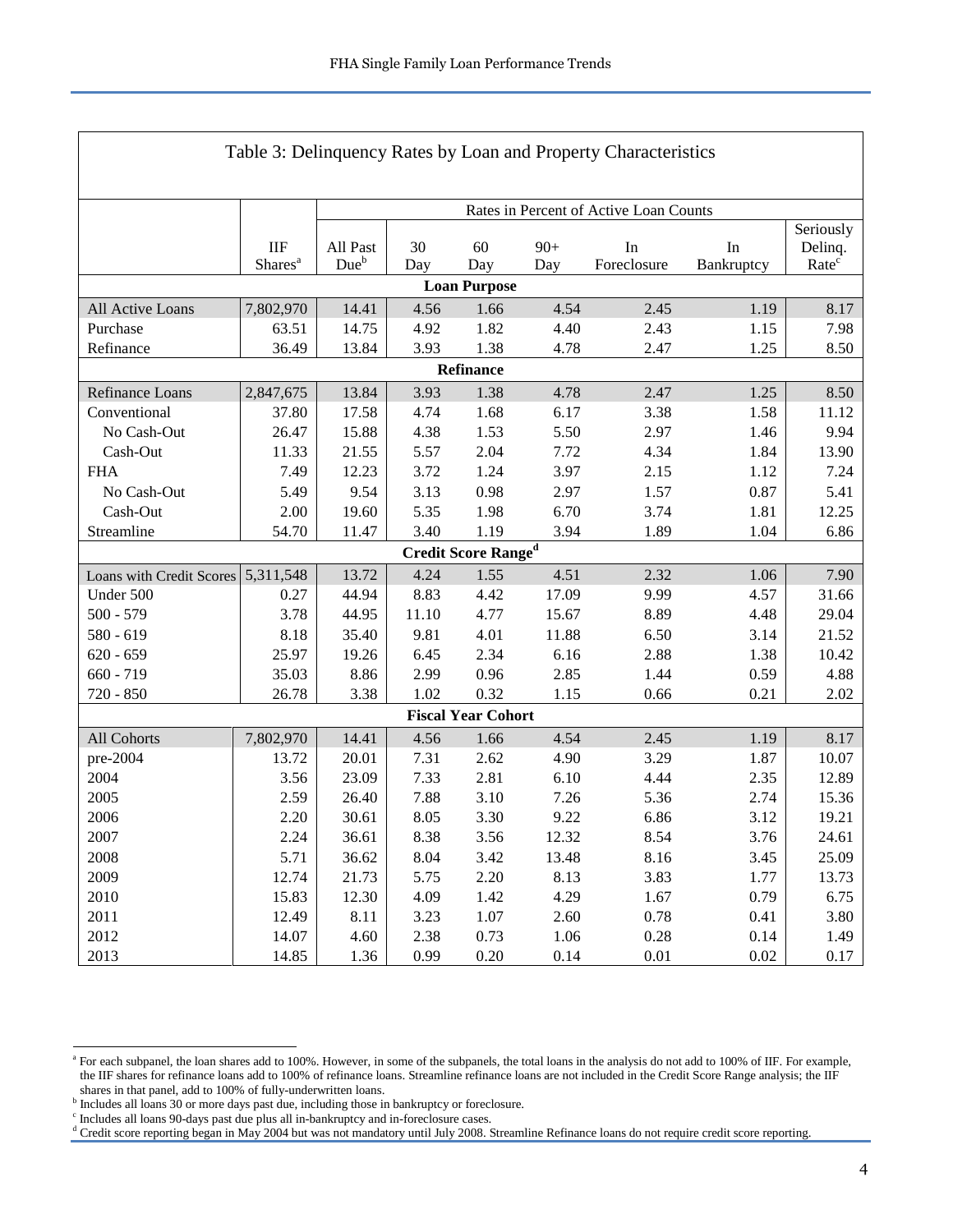## Table 3: Delinquency Rates by Loan and Property Characteristics

| | IIF Shares[a] | Rates in Percent of Active Loan Counts | | | | | | |
|---|---|---|---|---|---|---|---|---|
| | | All Past Due[b] | 30 Day | 60 Day | 90+ Day | In Foreclosure | In Bankruptcy | Seriously Delinq. Rate[c] |
| **Loan Purpose** | | | | | | | | |
| All Active Loans | 7,802,970 | 14.41 | 4.56 | 1.66 | 4.54 | 2.45 | 1.19 | 8.17 |
| Purchase | 63.51 | 14.75 | 4.92 | 1.82 | 4.40 | 2.43 | 1.15 | 7.98 |
| Refinance | 36.49 | 13.84 | 3.93 | 1.38 | 4.78 | 2.47 | 1.25 | 8.50 |
| **Refinance** | | | | | | | | |
| Refinance Loans | 2,847,675 | 13.84 | 3.93 | 1.38 | 4.78 | 2.47 | 1.25 | 8.50 |
| Conventional | 37.80 | 17.58 | 4.74 | 1.68 | 6.17 | 3.38 | 1.58 | 11.12 |
| No Cash-Out | 26.47 | 15.88 | 4.38 | 1.53 | 5.50 | 2.97 | 1.46 | 9.94 |
| Cash-Out | 11.33 | 21.55 | 5.57 | 2.04 | 7.72 | 4.34 | 1.84 | 13.90 |
| FHA | 7.49 | 12.23 | 3.72 | 1.24 | 3.97 | 2.15 | 1.12 | 7.24 |
| No Cash-Out | 5.49 | 9.54 | 3.13 | 0.98 | 2.97 | 1.57 | 0.87 | 5.41 |
| Cash-Out | 2.00 | 19.60 | 5.35 | 1.98 | 6.70 | 3.74 | 1.81 | 12.25 |
| Streamline | 54.70 | 11.47 | 3.40 | 1.19 | 3.94 | 1.89 | 1.04 | 6.86 |
| **Credit Score Range[d]** | | | | | | | | |
| Loans with Credit Scores | 5,311,548 | 13.72 | 4.24 | 1.55 | 4.51 | 2.32 | 1.06 | 7.90 |
| Under 500 | 0.27 | 44.94 | 8.83 | 4.42 | 17.09 | 9.99 | 4.57 | 31.66 |
| 500 - 579 | 3.78 | 44.95 | 11.10 | 4.77 | 15.67 | 8.89 | 4.48 | 29.04 |
| 580 - 619 | 8.18 | 35.40 | 9.81 | 4.01 | 11.88 | 6.50 | 3.14 | 21.52 |
| 620 - 659 | 25.97 | 19.26 | 6.45 | 2.34 | 6.16 | 2.88 | 1.38 | 10.42 |
| 660 - 719 | 35.03 | 8.86 | 2.99 | 0.96 | 2.85 | 1.44 | 0.59 | 4.88 |
| 720 - 850 | 26.78 | 3.38 | 1.02 | 0.32 | 1.15 | 0.66 | 0.21 | 2.02 |
| **Fiscal Year Cohort** | | | | | | | | |
| All Cohorts | 7,802,970 | 14.41 | 4.56 | 1.66 | 4.54 | 2.45 | 1.19 | 8.17 |
| pre-2004 | 13.72 | 20.01 | 7.31 | 2.62 | 4.90 | 3.29 | 1.87 | 10.07 |
| 2004 | 3.56 | 23.09 | 7.33 | 2.81 | 6.10 | 4.44 | 2.35 | 12.89 |
| 2005 | 2.59 | 26.40 | 7.88 | 3.10 | 7.26 | 5.36 | 2.74 | 15.36 |
| 2006 | 2.20 | 30.61 | 8.05 | 3.30 | 9.22 | 6.86 | 3.12 | 19.21 |
| 2007 | 2.24 | 36.61 | 8.38 | 3.56 | 12.32 | 8.54 | 3.76 | 24.61 |
| 2008 | 5.71 | 36.62 | 8.04 | 3.42 | 13.48 | 8.16 | 3.45 | 25.09 |
| 2009 | 12.74 | 21.73 | 5.75 | 2.20 | 8.13 | 3.83 | 1.77 | 13.73 |
| 2010 | 15.83 | 12.30 | 4.09 | 1.42 | 4.29 | 1.67 | 0.79 | 6.75 |
| 2011 | 12.49 | 8.11 | 3.23 | 1.07 | 2.60 | 0.78 | 0.41 | 3.80 |
| 2012 | 14.07 | 4.60 | 2.38 | 0.73 | 1.06 | 0.28 | 0.14 | 1.49 |
| 2013 | 14.85 | 1.36 | 0.99 | 0.20 | 0.14 | 0.01 | 0.02 | 0.17 |

[a] For each subpanel, the loan shares add to 100%. However, in some of the subpanels, the total loans in the analysis do not add to 100% of IIF. For example, the IIF shares for refinance loans add to 100% of refinance loans. Streamline refinance loans are not included in the Credit Score Range analysis; the IIF shares in that panel, add to 100% of fully-underwritten loans.

[b] Includes all loans 30 or more days past due, including those in bankruptcy or foreclosure.

[c] Includes all loans 90-days past due plus all in-bankruptcy and in-foreclosure cases.

[d] Credit score reporting began in May 2004 but was not mandatory until July 2008. Streamline Refinance loans do not require credit score reporting.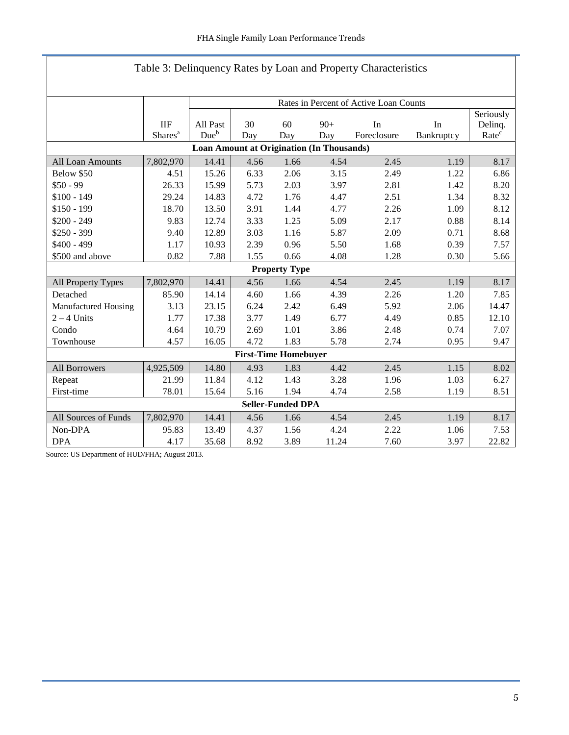## Table 3: Delinquency Rates by Loan and Property Characteristics

| | IIF Shares[a] | Rates in Percent of Active Loan Counts | | | | | | |
|---|---|---|---|---|---|---|---|---|
| | | All Past Due[b] | 30 Day | 60 Day | 90+ Day | In Foreclosure | In Bankruptcy | Seriously Delinq. Rate[c] |
| **Loan Amount at Origination (In Thousands)** | | | | | | | | |
| All Loan Amounts | 7,802,970 | 14.41 | 4.56 | 1.66 | 4.54 | 2.45 | 1.19 | 8.17 |
| Below $50 | 4.51 | 15.26 | 6.33 | 2.06 | 3.15 | 2.49 | 1.22 | 6.86 |
| $50 - 99 | 26.33 | 15.99 | 5.73 | 2.03 | 3.97 | 2.81 | 1.42 | 8.20 |
| $100 - 149 | 29.24 | 14.83 | 4.72 | 1.76 | 4.47 | 2.51 | 1.34 | 8.32 |
| $150 - 199 | 18.70 | 13.50 | 3.91 | 1.44 | 4.77 | 2.26 | 1.09 | 8.12 |
| $200 - 249 | 9.83 | 12.74 | 3.33 | 1.25 | 5.09 | 2.17 | 0.88 | 8.14 |
| $250 - 399 | 9.40 | 12.89 | 3.03 | 1.16 | 5.87 | 2.09 | 0.71 | 8.68 |
| $400 - 499 | 1.17 | 10.93 | 2.39 | 0.96 | 5.50 | 1.68 | 0.39 | 7.57 |
| $500 and above | 0.82 | 7.88 | 1.55 | 0.66 | 4.08 | 1.28 | 0.30 | 5.66 |
| **Property Type** | | | | | | | | |
| All Property Types | 7,802,970 | 14.41 | 4.56 | 1.66 | 4.54 | 2.45 | 1.19 | 8.17 |
| Detached | 85.90 | 14.14 | 4.60 | 1.66 | 4.39 | 2.26 | 1.20 | 7.85 |
| Manufactured Housing | 3.13 | 23.15 | 6.24 | 2.42 | 6.49 | 5.92 | 2.06 | 14.47 |
| 2 – 4 Units | 1.77 | 17.38 | 3.77 | 1.49 | 6.77 | 4.49 | 0.85 | 12.10 |
| Condo | 4.64 | 10.79 | 2.69 | 1.01 | 3.86 | 2.48 | 0.74 | 7.07 |
| Townhouse | 4.57 | 16.05 | 4.72 | 1.83 | 5.78 | 2.74 | 0.95 | 9.47 |
| **First-Time Homebuyer** | | | | | | | | |
| All Borrowers | 4,925,509 | 14.80 | 4.93 | 1.83 | 4.42 | 2.45 | 1.15 | 8.02 |
| Repeat | 21.99 | 11.84 | 4.12 | 1.43 | 3.28 | 1.96 | 1.03 | 6.27 |
| First-time | 78.01 | 15.64 | 5.16 | 1.94 | 4.74 | 2.58 | 1.19 | 8.51 |
| **Seller-Funded DPA** | | | | | | | | |
| All Sources of Funds | 7,802,970 | 14.41 | 4.56 | 1.66 | 4.54 | 2.45 | 1.19 | 8.17 |
| Non-DPA | 95.83 | 13.49 | 4.37 | 1.56 | 4.24 | 2.22 | 1.06 | 7.53 |
| DPA | 4.17 | 35.68 | 8.92 | 3.89 | 11.24 | 7.60 | 3.97 | 22.82 |

Source: US Department of HUD/FHA; August 2013.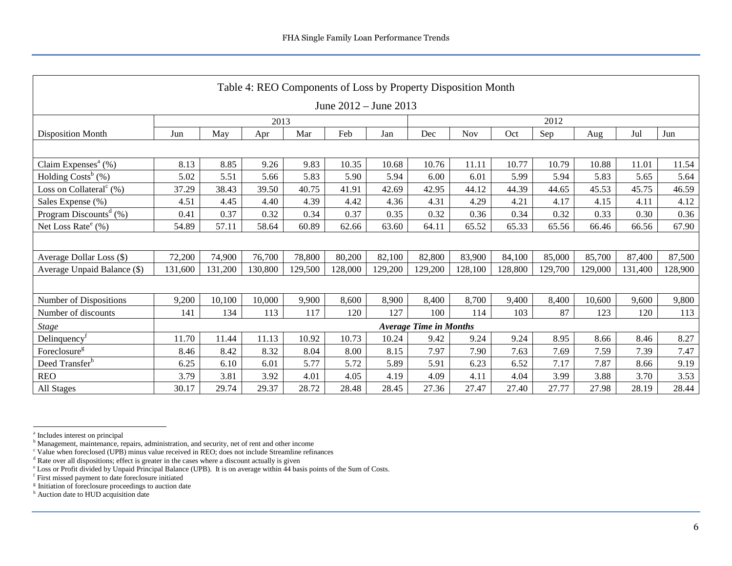| Table 4: REO Components of Loss by Property Disposition Month<br>June 2012 – June 2013 | | | | | | | | | | | | | |
|---|---|---|---|---|---|---|---|---|---|---|---|---|---|
| | 2013 | | | | | | 2012 | | | | | | |
| Disposition Month | Jun | May | Apr | Mar | Feb | Jan | Dec | Nov | Oct | Sep | Aug | Jul | Jun |
| | | | | | | | | | | | | | |
| Claim Expenses[a] (%) | 8.13 | 8.85 | 9.26 | 9.83 | 10.35 | 10.68 | 10.76 | 11.11 | 10.77 | 10.79 | 10.88 | 11.01 | 11.54 |
| Holding Costs[b] (%) | 5.02 | 5.51 | 5.66 | 5.83 | 5.90 | 5.94 | 6.00 | 6.01 | 5.99 | 5.94 | 5.83 | 5.65 | 5.64 |
| Loss on Collateral[c] (%) | 37.29 | 38.43 | 39.50 | 40.75 | 41.91 | 42.69 | 42.95 | 44.12 | 44.39 | 44.65 | 45.53 | 45.75 | 46.59 |
| Sales Expense (%) | 4.51 | 4.45 | 4.40 | 4.39 | 4.42 | 4.36 | 4.31 | 4.29 | 4.21 | 4.17 | 4.15 | 4.11 | 4.12 |
| Program Discounts[d] (%) | 0.41 | 0.37 | 0.32 | 0.34 | 0.37 | 0.35 | 0.32 | 0.36 | 0.34 | 0.32 | 0.33 | 0.30 | 0.36 |
| Net Loss Rate[e] (%) | 54.89 | 57.11 | 58.64 | 60.89 | 62.66 | 63.60 | 64.11 | 65.52 | 65.33 | 65.56 | 66.46 | 66.56 | 67.90 |
| | | | | | | | | | | | | | |
| Average Dollar Loss ($) | 72,200 | 74,900 | 76,700 | 78,800 | 80,200 | 82,100 | 82,800 | 83,900 | 84,100 | 85,000 | 85,700 | 87,400 | 87,500 |
| Average Unpaid Balance ($) | 131,600 | 131,200 | 130,800 | 129,500 | 128,000 | 129,200 | 129,200 | 128,100 | 128,800 | 129,700 | 129,000 | 131,400 | 128,900 |
| | | | | | | | | | | | | | |
| Number of Dispositions | 9,200 | 10,100 | 10,000 | 9,900 | 8,600 | 8,900 | 8,400 | 8,700 | 9,400 | 8,400 | 10,600 | 9,600 | 9,800 |
| Number of discounts | 141 | 134 | 113 | 117 | 120 | 127 | 100 | 114 | 103 | 87 | 123 | 120 | 113 |
| *Stage* | ***Average Time in Months*** | | | | | | | | | | | | |
| Delinquency[f] | 11.70 | 11.44 | 11.13 | 10.92 | 10.73 | 10.24 | 9.42 | 9.24 | 9.24 | 8.95 | 8.66 | 8.46 | 8.27 |
| Foreclosure[g] | 8.46 | 8.42 | 8.32 | 8.04 | 8.00 | 8.15 | 7.97 | 7.90 | 7.63 | 7.69 | 7.59 | 7.39 | 7.47 |
| Deed Transfer[h] | 6.25 | 6.10 | 6.01 | 5.77 | 5.72 | 5.89 | 5.91 | 6.23 | 6.52 | 7.17 | 7.87 | 8.66 | 9.19 |
| REO | 3.79 | 3.81 | 3.92 | 4.01 | 4.05 | 4.19 | 4.09 | 4.11 | 4.04 | 3.99 | 3.88 | 3.70 | 3.53 |
| All Stages | 30.17 | 29.74 | 29.37 | 28.72 | 28.48 | 28.45 | 27.36 | 27.47 | 27.40 | 27.77 | 27.98 | 28.19 | 28.44 |

[a] Includes interest on principal
[b] Management, maintenance, repairs, administration, and security, net of rent and other income
[c] Value when foreclosed (UPB) minus value received in REO; does not include Streamline refinances
[d] Rate over all dispositions; effect is greater in the cases where a discount actually is given
[e] Loss or Profit divided by Unpaid Principal Balance (UPB). It is on average within 44 basis points of the Sum of Costs.
[f] First missed payment to date foreclosure initiated
[g] Initiation of foreclosure proceedings to auction date
[h] Auction date to HUD acquisition date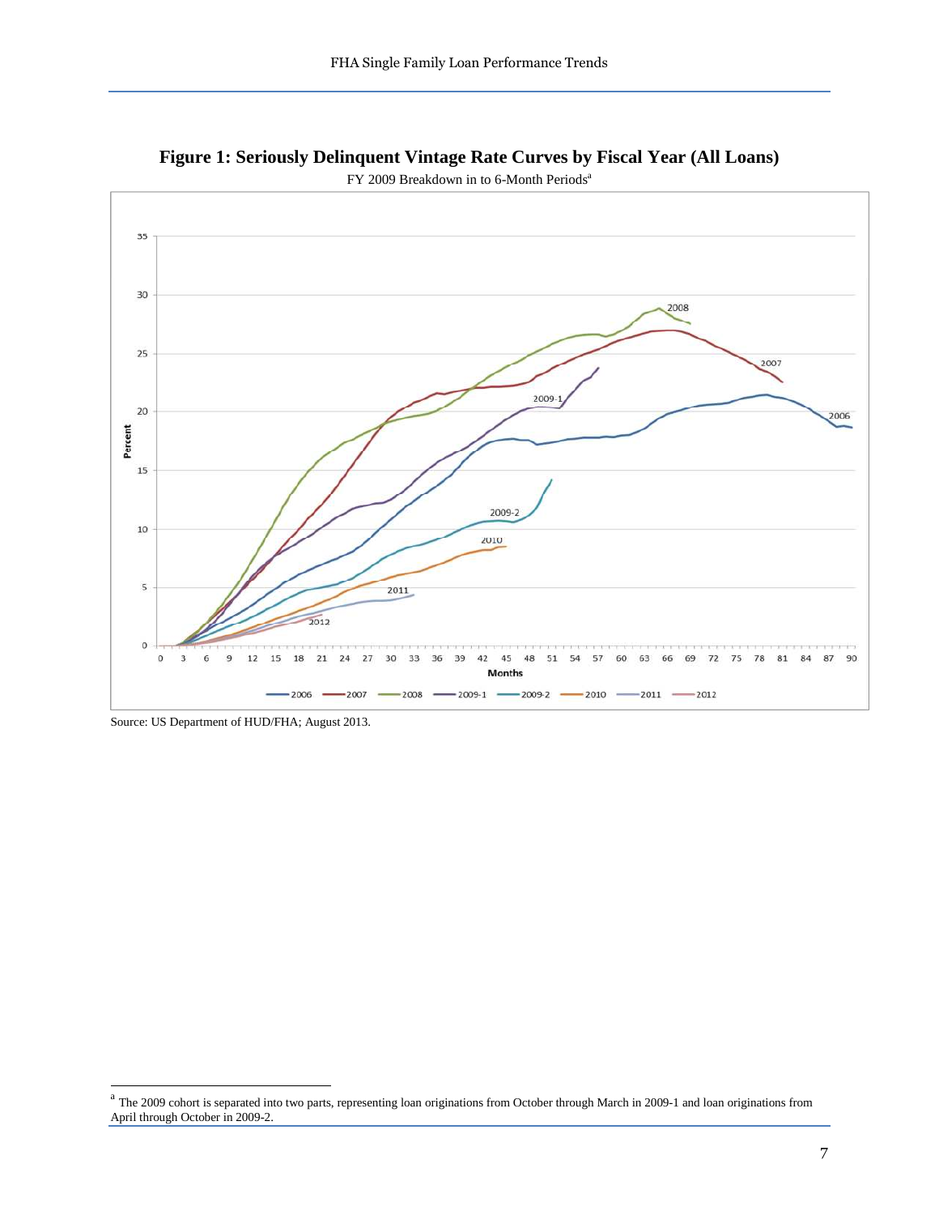**Figure 1: Seriously Delinquent Vintage Rate Curves by Fiscal Year (All Loans)**

FY 2009 Breakdown in to 6-Month Periods[a]

Source: US Department of HUD/FHA; August 2013.

[a] The 2009 cohort is separated into two parts, representing loan originations from October through March in 2009-1 and loan originations from April through October in 2009-2.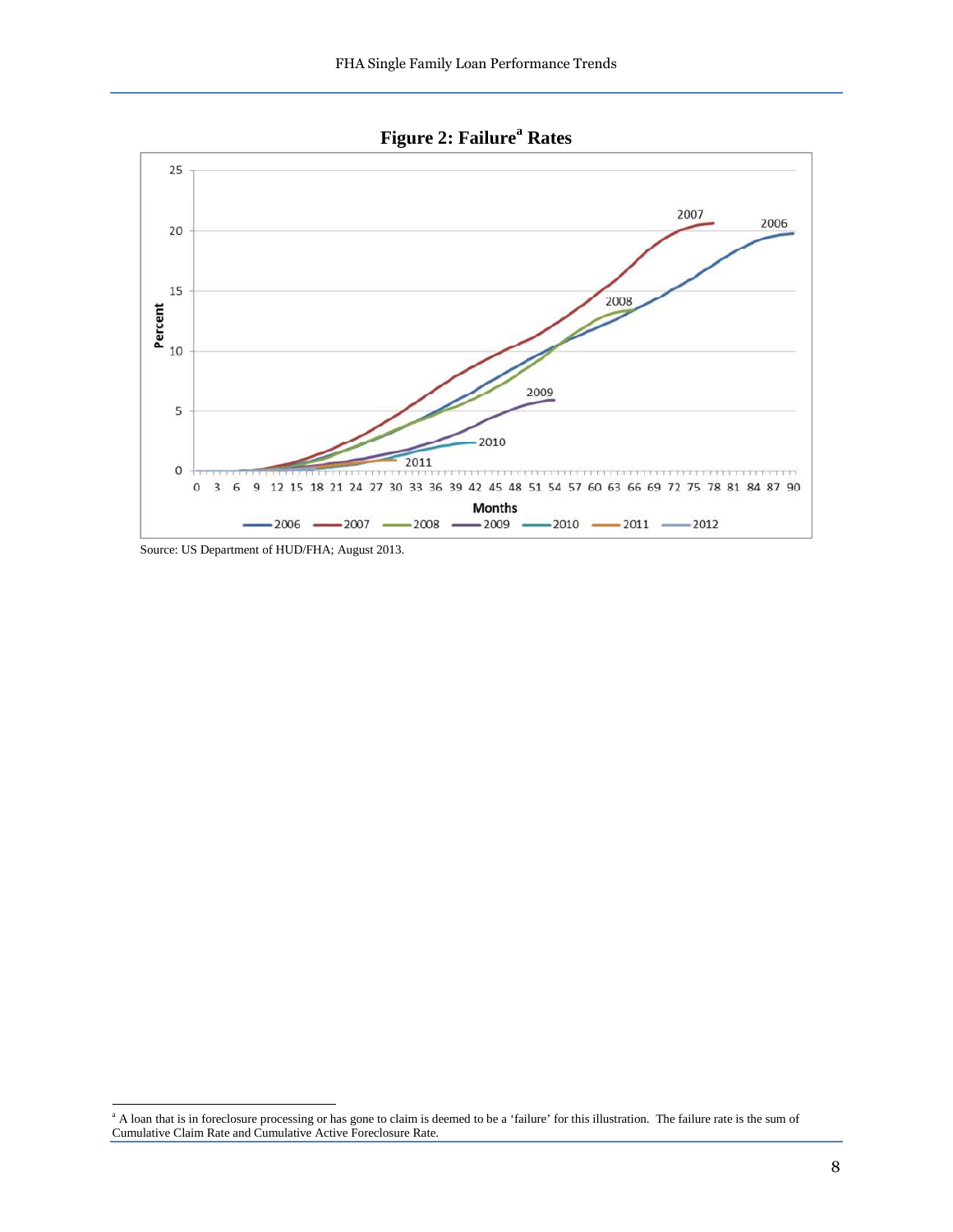**Figure 2: Failure[a] Rates**

25
20
15
10
5
0

Percent

0 3 6 9 12 15 18 21 24 27 30 33 36 39 42 45 48 51 54 57 60 63 66 69 72 75 78 81 84 87 90

Months

2007
2006
2008
2009
2010
2011

2006 2007 2008 2009 2010 2011 2012

Source: US Department of HUD/FHA; August 2013.

[a] A loan that is in foreclosure processing or has gone to claim is deemed to be a 'failure' for this illustration. The failure rate is the sum of Cumulative Claim Rate and Cumulative Active Foreclosure Rate.